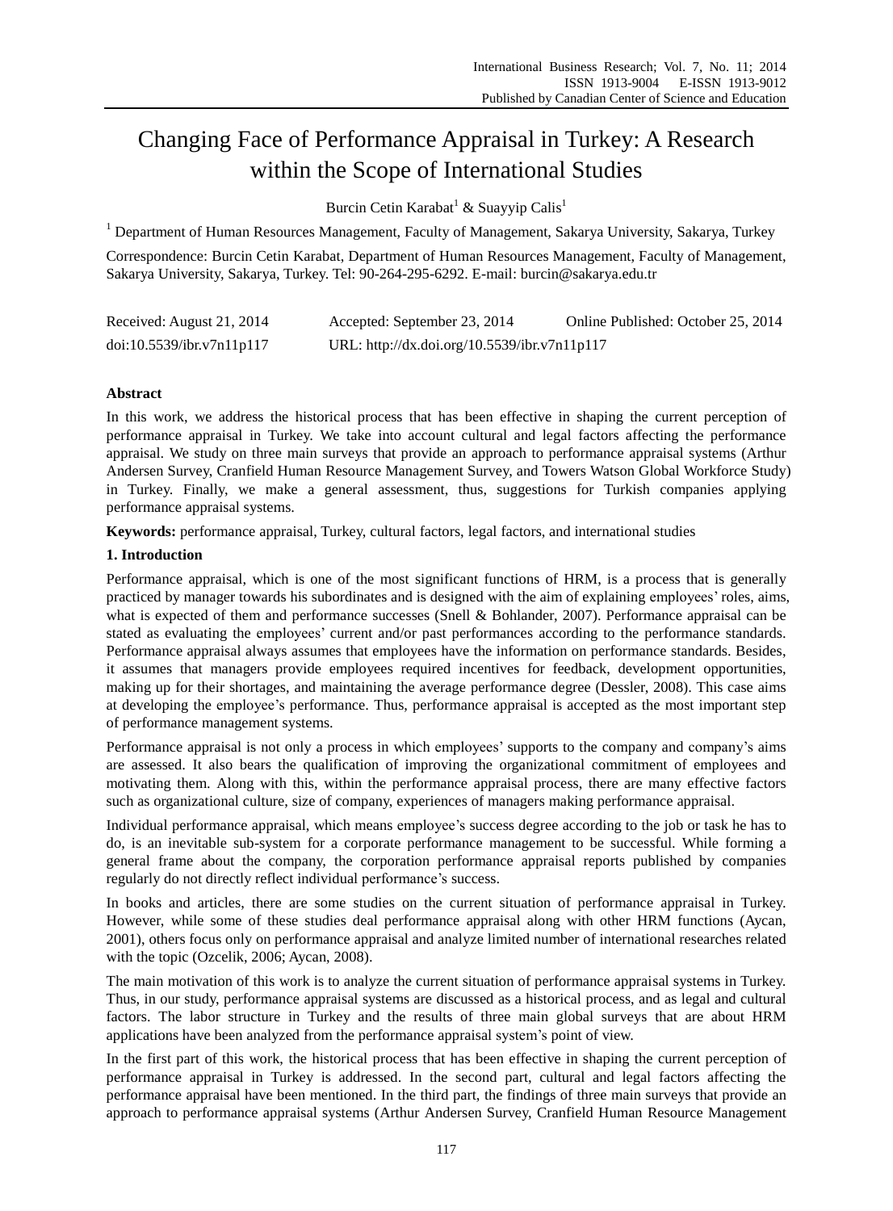# Changing Face of Performance Appraisal in Turkey: A Research within the Scope of International Studies

Burcin Cetin Karabat[1] & Suayyip Calis[1]

[1] Department of Human Resources Management, Faculty of Management, Sakarya University, Sakarya, Turkey

Correspondence: Burcin Cetin Karabat, Department of Human Resources Management, Faculty of Management, Sakarya University, Sakarya, Turkey. Tel: 90-264-295-6292. E-mail: burcin@sakarya.edu.tr

Received: August 21, 2014 Accepted: September 23, 2014 Online Published: October 25, 2014

doi:10.5539/ibr.v7n11p117 URL: http://dx.doi.org/10.5539/ibr.v7n11p117

**Abstract**

In this work, we address the historical process that has been effective in shaping the current perception of performance appraisal in Turkey. We take into account cultural and legal factors affecting the performance appraisal. We study on three main surveys that provide an approach to performance appraisal systems (Arthur Andersen Survey, Cranfield Human Resource Management Survey, and Towers Watson Global Workforce Study) in Turkey. Finally, we make a general assessment, thus, suggestions for Turkish companies applying performance appraisal systems.

**Keywords:** performance appraisal, Turkey, cultural factors, legal factors, and international studies

## 1. Introduction

Performance appraisal, which is one of the most significant functions of HRM, is a process that is generally practiced by manager towards his subordinates and is designed with the aim of explaining employees' roles, aims, what is expected of them and performance successes (Snell & Bohlander, 2007). Performance appraisal can be stated as evaluating the employees' current and/or past performances according to the performance standards. Performance appraisal always assumes that employees have the information on performance standards. Besides, it assumes that managers provide employees required incentives for feedback, development opportunities, making up for their shortages, and maintaining the average performance degree (Dessler, 2008). This case aims at developing the employee's performance. Thus, performance appraisal is accepted as the most important step of performance management systems.

Performance appraisal is not only a process in which employees' supports to the company and company's aims are assessed. It also bears the qualification of improving the organizational commitment of employees and motivating them. Along with this, within the performance appraisal process, there are many effective factors such as organizational culture, size of company, experiences of managers making performance appraisal.

Individual performance appraisal, which means employee's success degree according to the job or task he has to do, is an inevitable sub-system for a corporate performance management to be successful. While forming a general frame about the company, the corporation performance appraisal reports published by companies regularly do not directly reflect individual performance's success.

In books and articles, there are some studies on the current situation of performance appraisal in Turkey. However, while some of these studies deal performance appraisal along with other HRM functions (Aycan, 2001), others focus only on performance appraisal and analyze limited number of international researches related with the topic (Ozcelik, 2006; Aycan, 2008).

The main motivation of this work is to analyze the current situation of performance appraisal systems in Turkey. Thus, in our study, performance appraisal systems are discussed as a historical process, and as legal and cultural factors. The labor structure in Turkey and the results of three main global surveys that are about HRM applications have been analyzed from the performance appraisal system's point of view.

In the first part of this work, the historical process that has been effective in shaping the current perception of performance appraisal in Turkey is addressed. In the second part, cultural and legal factors affecting the performance appraisal have been mentioned. In the third part, the findings of three main surveys that provide an approach to performance appraisal systems (Arthur Andersen Survey, Cranfield Human Resource Management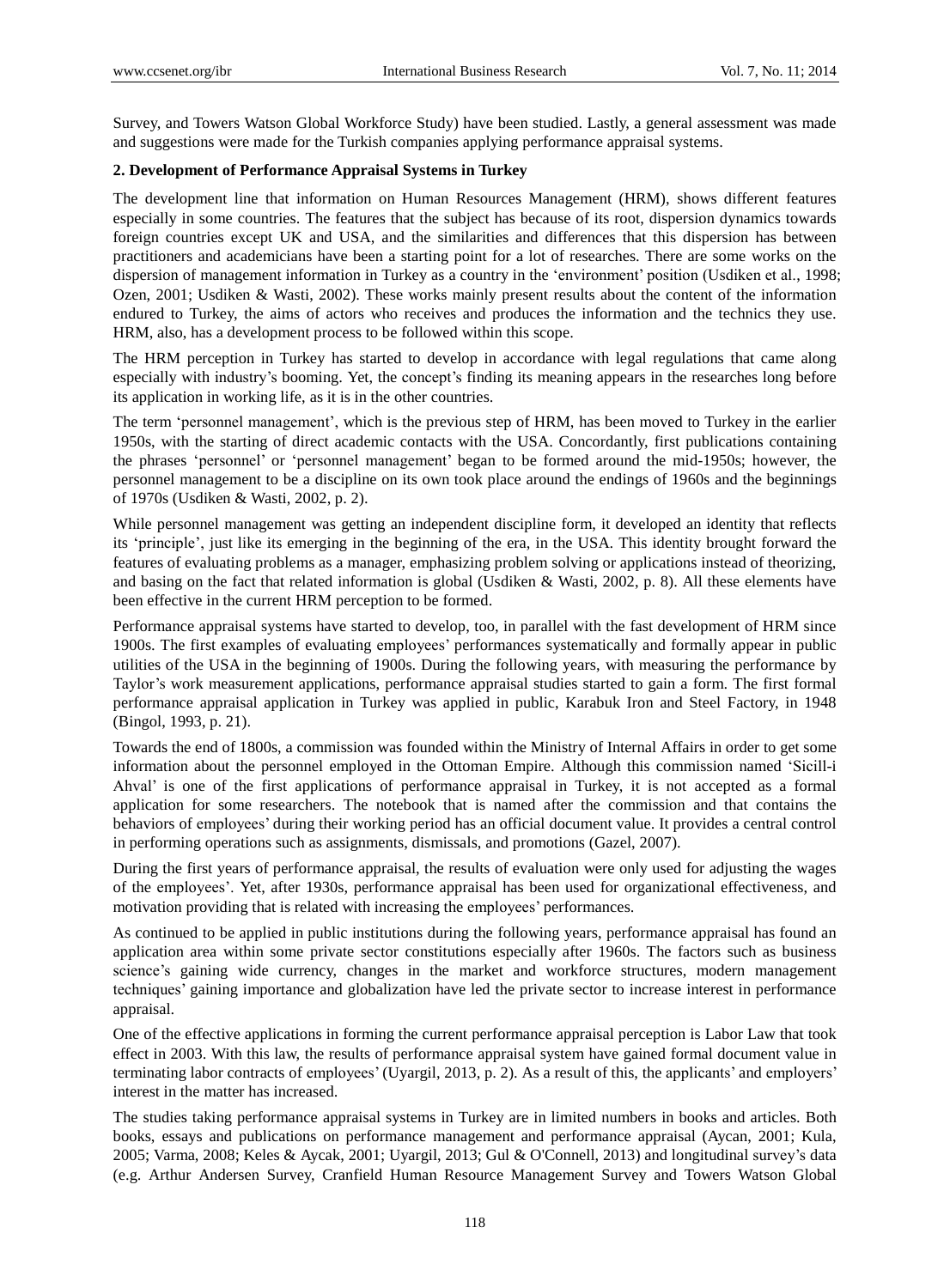Survey, and Towers Watson Global Workforce Study) have been studied. Lastly, a general assessment was made and suggestions were made for the Turkish companies applying performance appraisal systems.

## 2. Development of Performance Appraisal Systems in Turkey

The development line that information on Human Resources Management (HRM), shows different features especially in some countries. The features that the subject has because of its root, dispersion dynamics towards foreign countries except UK and USA, and the similarities and differences that this dispersion has between practitioners and academicians have been a starting point for a lot of researches. There are some works on the dispersion of management information in Turkey as a country in the 'environment' position (Usdiken et al., 1998; Ozen, 2001; Usdiken & Wasti, 2002). These works mainly present results about the content of the information endured to Turkey, the aims of actors who receives and produces the information and the technics they use. HRM, also, has a development process to be followed within this scope.

The HRM perception in Turkey has started to develop in accordance with legal regulations that came along especially with industry's booming. Yet, the concept's finding its meaning appears in the researches long before its application in working life, as it is in the other countries.

The term 'personnel management', which is the previous step of HRM, has been moved to Turkey in the earlier 1950s, with the starting of direct academic contacts with the USA. Concordantly, first publications containing the phrases 'personnel' or 'personnel management' began to be formed around the mid-1950s; however, the personnel management to be a discipline on its own took place around the endings of 1960s and the beginnings of 1970s (Usdiken & Wasti, 2002, p. 2).

While personnel management was getting an independent discipline form, it developed an identity that reflects its 'principle', just like its emerging in the beginning of the era, in the USA. This identity brought forward the features of evaluating problems as a manager, emphasizing problem solving or applications instead of theorizing, and basing on the fact that related information is global (Usdiken & Wasti, 2002, p. 8). All these elements have been effective in the current HRM perception to be formed.

Performance appraisal systems have started to develop, too, in parallel with the fast development of HRM since 1900s. The first examples of evaluating employees' performances systematically and formally appear in public utilities of the USA in the beginning of 1900s. During the following years, with measuring the performance by Taylor's work measurement applications, performance appraisal studies started to gain a form. The first formal performance appraisal application in Turkey was applied in public, Karabuk Iron and Steel Factory, in 1948 (Bingol, 1993, p. 21).

Towards the end of 1800s, a commission was founded within the Ministry of Internal Affairs in order to get some information about the personnel employed in the Ottoman Empire. Although this commission named 'Sicill-i Ahval' is one of the first applications of performance appraisal in Turkey, it is not accepted as a formal application for some researchers. The notebook that is named after the commission and that contains the behaviors of employees' during their working period has an official document value. It provides a central control in performing operations such as assignments, dismissals, and promotions (Gazel, 2007).

During the first years of performance appraisal, the results of evaluation were only used for adjusting the wages of the employees'. Yet, after 1930s, performance appraisal has been used for organizational effectiveness, and motivation providing that is related with increasing the employees' performances.

As continued to be applied in public institutions during the following years, performance appraisal has found an application area within some private sector constitutions especially after 1960s. The factors such as business science's gaining wide currency, changes in the market and workforce structures, modern management techniques' gaining importance and globalization have led the private sector to increase interest in performance appraisal.

One of the effective applications in forming the current performance appraisal perception is Labor Law that took effect in 2003. With this law, the results of performance appraisal system have gained formal document value in terminating labor contracts of employees' (Uyargil, 2013, p. 2). As a result of this, the applicants' and employers' interest in the matter has increased.

The studies taking performance appraisal systems in Turkey are in limited numbers in books and articles. Both books, essays and publications on performance management and performance appraisal (Aycan, 2001; Kula, 2005; Varma, 2008; Keles & Aycak, 2001; Uyargil, 2013; Gul & O'Connell, 2013) and longitudinal survey's data (e.g. Arthur Andersen Survey, Cranfield Human Resource Management Survey and Towers Watson Global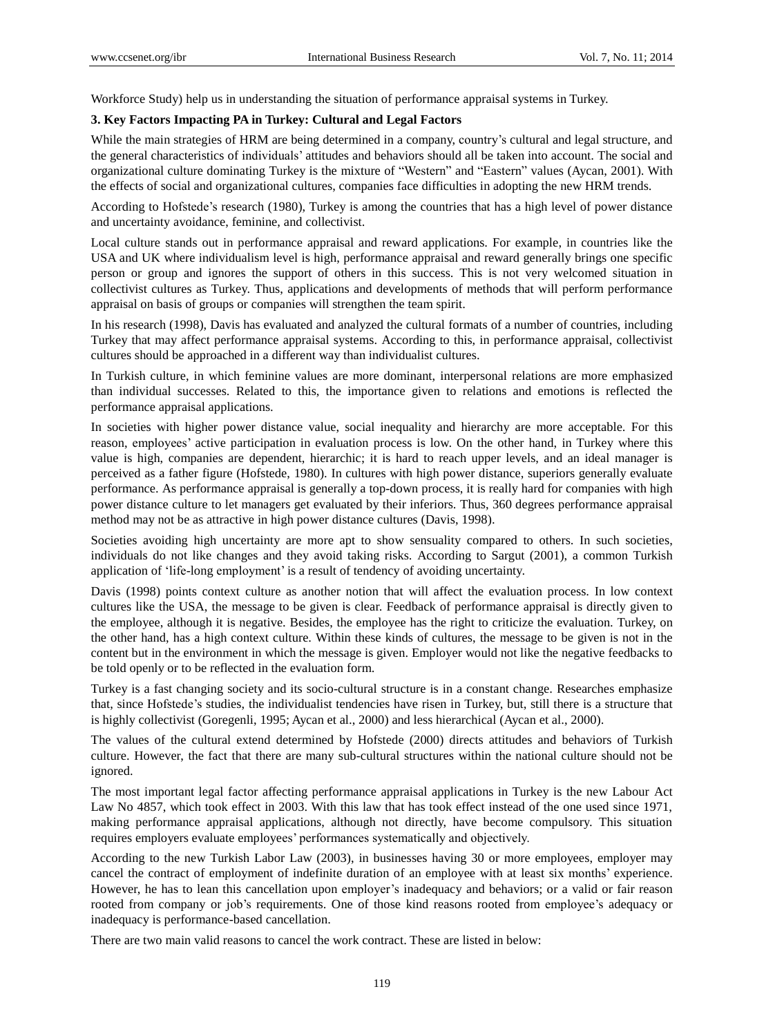Workforce Study) help us in understanding the situation of performance appraisal systems in Turkey.

### 3. Key Factors Impacting PA in Turkey: Cultural and Legal Factors

While the main strategies of HRM are being determined in a company, country's cultural and legal structure, and the general characteristics of individuals' attitudes and behaviors should all be taken into account. The social and organizational culture dominating Turkey is the mixture of "Western" and "Eastern" values (Aycan, 2001). With the effects of social and organizational cultures, companies face difficulties in adopting the new HRM trends.

According to Hofstede's research (1980), Turkey is among the countries that has a high level of power distance and uncertainty avoidance, feminine, and collectivist.

Local culture stands out in performance appraisal and reward applications. For example, in countries like the USA and UK where individualism level is high, performance appraisal and reward generally brings one specific person or group and ignores the support of others in this success. This is not very welcomed situation in collectivist cultures as Turkey. Thus, applications and developments of methods that will perform performance appraisal on basis of groups or companies will strengthen the team spirit.

In his research (1998), Davis has evaluated and analyzed the cultural formats of a number of countries, including Turkey that may affect performance appraisal systems. According to this, in performance appraisal, collectivist cultures should be approached in a different way than individualist cultures.

In Turkish culture, in which feminine values are more dominant, interpersonal relations are more emphasized than individual successes. Related to this, the importance given to relations and emotions is reflected the performance appraisal applications.

In societies with higher power distance value, social inequality and hierarchy are more acceptable. For this reason, employees' active participation in evaluation process is low. On the other hand, in Turkey where this value is high, companies are dependent, hierarchic; it is hard to reach upper levels, and an ideal manager is perceived as a father figure (Hofstede, 1980). In cultures with high power distance, superiors generally evaluate performance. As performance appraisal is generally a top-down process, it is really hard for companies with high power distance culture to let managers get evaluated by their inferiors. Thus, 360 degrees performance appraisal method may not be as attractive in high power distance cultures (Davis, 1998).

Societies avoiding high uncertainty are more apt to show sensuality compared to others. In such societies, individuals do not like changes and they avoid taking risks. According to Sargut (2001), a common Turkish application of 'life-long employment' is a result of tendency of avoiding uncertainty.

Davis (1998) points context culture as another notion that will affect the evaluation process. In low context cultures like the USA, the message to be given is clear. Feedback of performance appraisal is directly given to the employee, although it is negative. Besides, the employee has the right to criticize the evaluation. Turkey, on the other hand, has a high context culture. Within these kinds of cultures, the message to be given is not in the content but in the environment in which the message is given. Employer would not like the negative feedbacks to be told openly or to be reflected in the evaluation form.

Turkey is a fast changing society and its socio-cultural structure is in a constant change. Researches emphasize that, since Hofstede's studies, the individualist tendencies have risen in Turkey, but, still there is a structure that is highly collectivist (Goregenli, 1995; Aycan et al., 2000) and less hierarchical (Aycan et al., 2000).

The values of the cultural extend determined by Hofstede (2000) directs attitudes and behaviors of Turkish culture. However, the fact that there are many sub-cultural structures within the national culture should not be ignored.

The most important legal factor affecting performance appraisal applications in Turkey is the new Labour Act Law No 4857, which took effect in 2003. With this law that has took effect instead of the one used since 1971, making performance appraisal applications, although not directly, have become compulsory. This situation requires employers evaluate employees' performances systematically and objectively.

According to the new Turkish Labor Law (2003), in businesses having 30 or more employees, employer may cancel the contract of employment of indefinite duration of an employee with at least six months' experience. However, he has to lean this cancellation upon employer's inadequacy and behaviors; or a valid or fair reason rooted from company or job's requirements. One of those kind reasons rooted from employee's adequacy or inadequacy is performance-based cancellation.

There are two main valid reasons to cancel the work contract. These are listed in below: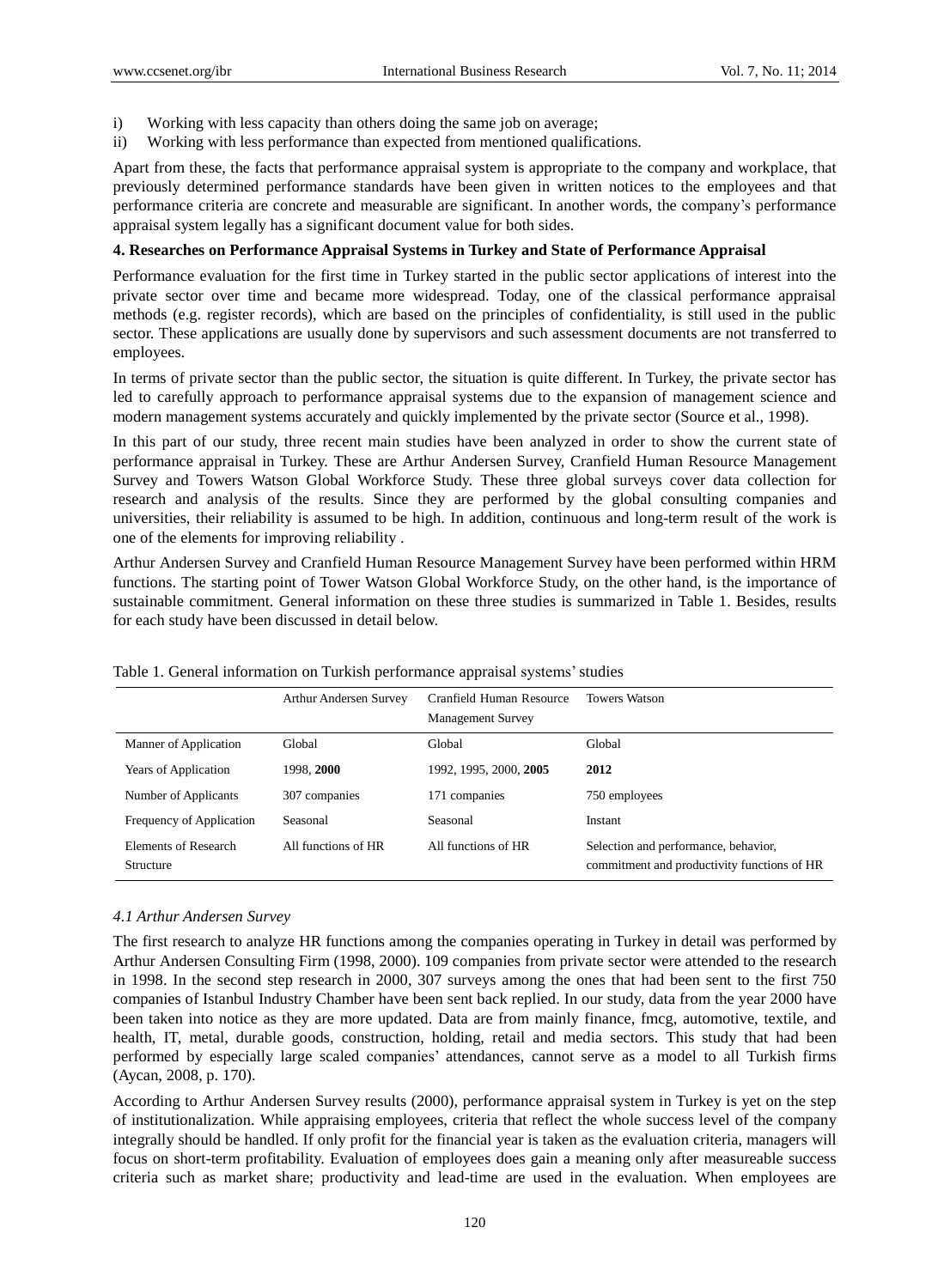i) Working with less capacity than others doing the same job on average;
ii) Working with less performance than expected from mentioned qualifications.

Apart from these, the facts that performance appraisal system is appropriate to the company and workplace, that previously determined performance standards have been given in written notices to the employees and that performance criteria are concrete and measurable are significant. In another words, the company's performance appraisal system legally has a significant document value for both sides.

### 4. Researches on Performance Appraisal Systems in Turkey and State of Performance Appraisal

Performance evaluation for the first time in Turkey started in the public sector applications of interest into the private sector over time and became more widespread. Today, one of the classical performance appraisal methods (e.g. register records), which are based on the principles of confidentiality, is still used in the public sector. These applications are usually done by supervisors and such assessment documents are not transferred to employees.

In terms of private sector than the public sector, the situation is quite different. In Turkey, the private sector has led to carefully approach to performance appraisal systems due to the expansion of management science and modern management systems accurately and quickly implemented by the private sector (Source et al., 1998).

In this part of our study, three recent main studies have been analyzed in order to show the current state of performance appraisal in Turkey. These are Arthur Andersen Survey, Cranfield Human Resource Management Survey and Towers Watson Global Workforce Study. These three global surveys cover data collection for research and analysis of the results. Since they are performed by the global consulting companies and universities, their reliability is assumed to be high. In addition, continuous and long-term result of the work is one of the elements for improving reliability .

Arthur Andersen Survey and Cranfield Human Resource Management Survey have been performed within HRM functions. The starting point of Tower Watson Global Workforce Study, on the other hand, is the importance of sustainable commitment. General information on these three studies is summarized in Table 1. Besides, results for each study have been discussed in detail below.

Table 1. General information on Turkish performance appraisal systems' studies

| | Arthur Andersen Survey | Cranfield Human Resource Management Survey | Towers Watson |
|---|---|---|---|
| Manner of Application | Global | Global | Global |
| Years of Application | 1998, **2000** | 1992, 1995, 2000, **2005** | **2012** |
| Number of Applicants | 307 companies | 171 companies | 750 employees |
| Frequency of Application | Seasonal | Seasonal | Instant |
| Elements of Research Structure | All functions of HR | All functions of HR | Selection and performance, behavior, commitment and productivity functions of HR |

#### *4.1 Arthur Andersen Survey*

The first research to analyze HR functions among the companies operating in Turkey in detail was performed by Arthur Andersen Consulting Firm (1998, 2000). 109 companies from private sector were attended to the research in 1998. In the second step research in 2000, 307 surveys among the ones that had been sent to the first 750 companies of Istanbul Industry Chamber have been sent back replied. In our study, data from the year 2000 have been taken into notice as they are more updated. Data are from mainly finance, fmcg, automotive, textile, and health, IT, metal, durable goods, construction, holding, retail and media sectors. This study that had been performed by especially large scaled companies' attendances, cannot serve as a model to all Turkish firms (Aycan, 2008, p. 170).

According to Arthur Andersen Survey results (2000), performance appraisal system in Turkey is yet on the step of institutionalization. While appraising employees, criteria that reflect the whole success level of the company integrally should be handled. If only profit for the financial year is taken as the evaluation criteria, managers will focus on short-term profitability. Evaluation of employees does gain a meaning only after measureable success criteria such as market share; productivity and lead-time are used in the evaluation. When employees are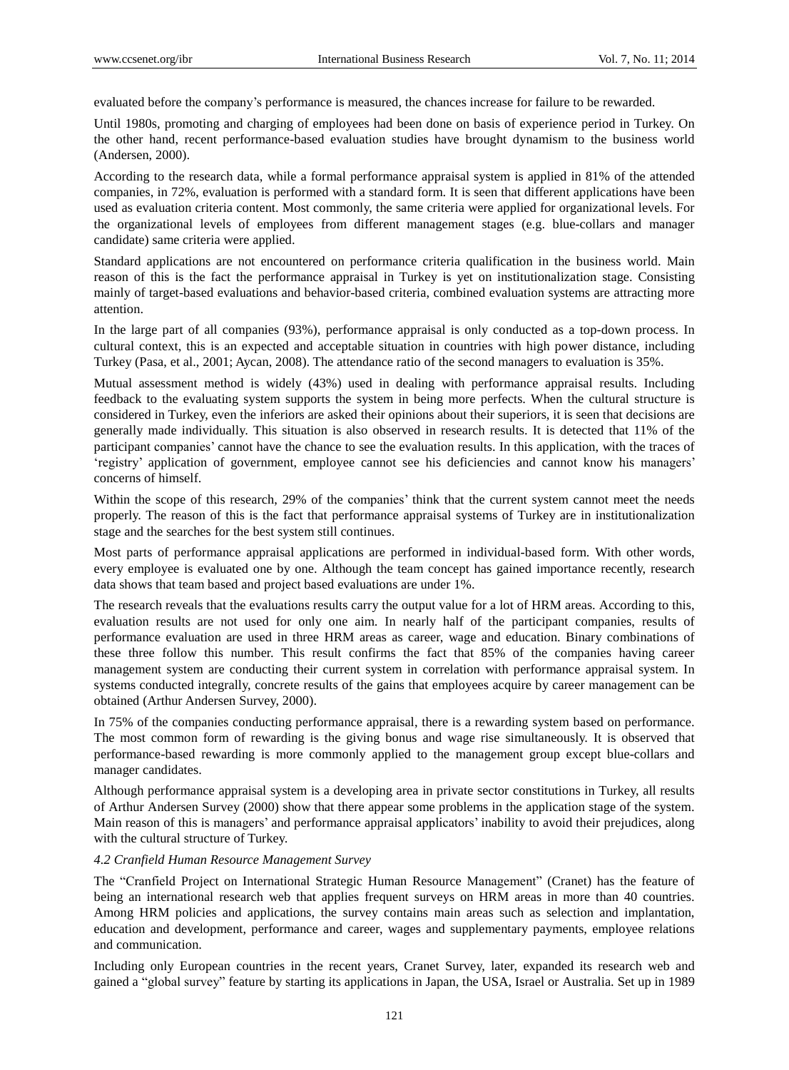evaluated before the company's performance is measured, the chances increase for failure to be rewarded.

Until 1980s, promoting and charging of employees had been done on basis of experience period in Turkey. On the other hand, recent performance-based evaluation studies have brought dynamism to the business world (Andersen, 2000).

According to the research data, while a formal performance appraisal system is applied in 81% of the attended companies, in 72%, evaluation is performed with a standard form. It is seen that different applications have been used as evaluation criteria content. Most commonly, the same criteria were applied for organizational levels. For the organizational levels of employees from different management stages (e.g. blue-collars and manager candidate) same criteria were applied.

Standard applications are not encountered on performance criteria qualification in the business world. Main reason of this is the fact the performance appraisal in Turkey is yet on institutionalization stage. Consisting mainly of target-based evaluations and behavior-based criteria, combined evaluation systems are attracting more attention.

In the large part of all companies (93%), performance appraisal is only conducted as a top-down process. In cultural context, this is an expected and acceptable situation in countries with high power distance, including Turkey (Pasa, et al., 2001; Aycan, 2008). The attendance ratio of the second managers to evaluation is 35%.

Mutual assessment method is widely (43%) used in dealing with performance appraisal results. Including feedback to the evaluating system supports the system in being more perfects. When the cultural structure is considered in Turkey, even the inferiors are asked their opinions about their superiors, it is seen that decisions are generally made individually. This situation is also observed in research results. It is detected that 11% of the participant companies' cannot have the chance to see the evaluation results. In this application, with the traces of 'registry' application of government, employee cannot see his deficiencies and cannot know his managers' concerns of himself.

Within the scope of this research, 29% of the companies' think that the current system cannot meet the needs properly. The reason of this is the fact that performance appraisal systems of Turkey are in institutionalization stage and the searches for the best system still continues.

Most parts of performance appraisal applications are performed in individual-based form. With other words, every employee is evaluated one by one. Although the team concept has gained importance recently, research data shows that team based and project based evaluations are under 1%.

The research reveals that the evaluations results carry the output value for a lot of HRM areas. According to this, evaluation results are not used for only one aim. In nearly half of the participant companies, results of performance evaluation are used in three HRM areas as career, wage and education. Binary combinations of these three follow this number. This result confirms the fact that 85% of the companies having career management system are conducting their current system in correlation with performance appraisal system. In systems conducted integrally, concrete results of the gains that employees acquire by career management can be obtained (Arthur Andersen Survey, 2000).

In 75% of the companies conducting performance appraisal, there is a rewarding system based on performance. The most common form of rewarding is the giving bonus and wage rise simultaneously. It is observed that performance-based rewarding is more commonly applied to the management group except blue-collars and manager candidates.

Although performance appraisal system is a developing area in private sector constitutions in Turkey, all results of Arthur Andersen Survey (2000) show that there appear some problems in the application stage of the system. Main reason of this is managers' and performance appraisal applicators' inability to avoid their prejudices, along with the cultural structure of Turkey.

### *4.2 Cranfield Human Resource Management Survey*

The "Cranfield Project on International Strategic Human Resource Management" (Cranet) has the feature of being an international research web that applies frequent surveys on HRM areas in more than 40 countries. Among HRM policies and applications, the survey contains main areas such as selection and implantation, education and development, performance and career, wages and supplementary payments, employee relations and communication.

Including only European countries in the recent years, Cranet Survey, later, expanded its research web and gained a "global survey" feature by starting its applications in Japan, the USA, Israel or Australia. Set up in 1989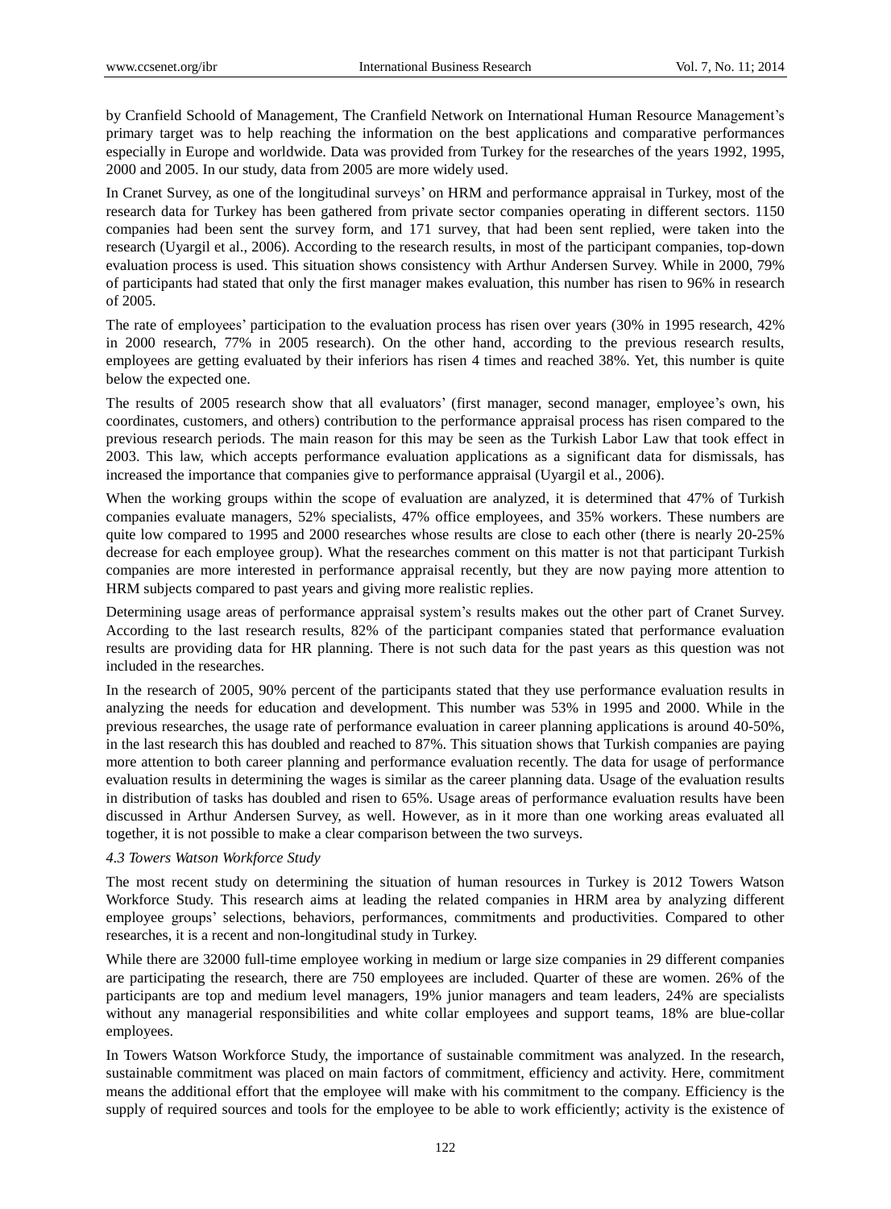by Cranfield Schoold of Management, The Cranfield Network on International Human Resource Management's primary target was to help reaching the information on the best applications and comparative performances especially in Europe and worldwide. Data was provided from Turkey for the researches of the years 1992, 1995, 2000 and 2005. In our study, data from 2005 are more widely used.

In Cranet Survey, as one of the longitudinal surveys' on HRM and performance appraisal in Turkey, most of the research data for Turkey has been gathered from private sector companies operating in different sectors. 1150 companies had been sent the survey form, and 171 survey, that had been sent replied, were taken into the research (Uyargil et al., 2006). According to the research results, in most of the participant companies, top-down evaluation process is used. This situation shows consistency with Arthur Andersen Survey. While in 2000, 79% of participants had stated that only the first manager makes evaluation, this number has risen to 96% in research of 2005.

The rate of employees' participation to the evaluation process has risen over years (30% in 1995 research, 42% in 2000 research, 77% in 2005 research). On the other hand, according to the previous research results, employees are getting evaluated by their inferiors has risen 4 times and reached 38%. Yet, this number is quite below the expected one.

The results of 2005 research show that all evaluators' (first manager, second manager, employee's own, his coordinates, customers, and others) contribution to the performance appraisal process has risen compared to the previous research periods. The main reason for this may be seen as the Turkish Labor Law that took effect in 2003. This law, which accepts performance evaluation applications as a significant data for dismissals, has increased the importance that companies give to performance appraisal (Uyargil et al., 2006).

When the working groups within the scope of evaluation are analyzed, it is determined that 47% of Turkish companies evaluate managers, 52% specialists, 47% office employees, and 35% workers. These numbers are quite low compared to 1995 and 2000 researches whose results are close to each other (there is nearly 20-25% decrease for each employee group). What the researches comment on this matter is not that participant Turkish companies are more interested in performance appraisal recently, but they are now paying more attention to HRM subjects compared to past years and giving more realistic replies.

Determining usage areas of performance appraisal system's results makes out the other part of Cranet Survey. According to the last research results, 82% of the participant companies stated that performance evaluation results are providing data for HR planning. There is not such data for the past years as this question was not included in the researches.

In the research of 2005, 90% percent of the participants stated that they use performance evaluation results in analyzing the needs for education and development. This number was 53% in 1995 and 2000. While in the previous researches, the usage rate of performance evaluation in career planning applications is around 40-50%, in the last research this has doubled and reached to 87%. This situation shows that Turkish companies are paying more attention to both career planning and performance evaluation recently. The data for usage of performance evaluation results in determining the wages is similar as the career planning data. Usage of the evaluation results in distribution of tasks has doubled and risen to 65%. Usage areas of performance evaluation results have been discussed in Arthur Andersen Survey, as well. However, as in it more than one working areas evaluated all together, it is not possible to make a clear comparison between the two surveys.

### *4.3 Towers Watson Workforce Study*

The most recent study on determining the situation of human resources in Turkey is 2012 Towers Watson Workforce Study. This research aims at leading the related companies in HRM area by analyzing different employee groups' selections, behaviors, performances, commitments and productivities. Compared to other researches, it is a recent and non-longitudinal study in Turkey.

While there are 32000 full-time employee working in medium or large size companies in 29 different companies are participating the research, there are 750 employees are included. Quarter of these are women. 26% of the participants are top and medium level managers, 19% junior managers and team leaders, 24% are specialists without any managerial responsibilities and white collar employees and support teams, 18% are blue-collar employees.

In Towers Watson Workforce Study, the importance of sustainable commitment was analyzed. In the research, sustainable commitment was placed on main factors of commitment, efficiency and activity. Here, commitment means the additional effort that the employee will make with his commitment to the company. Efficiency is the supply of required sources and tools for the employee to be able to work efficiently; activity is the existence of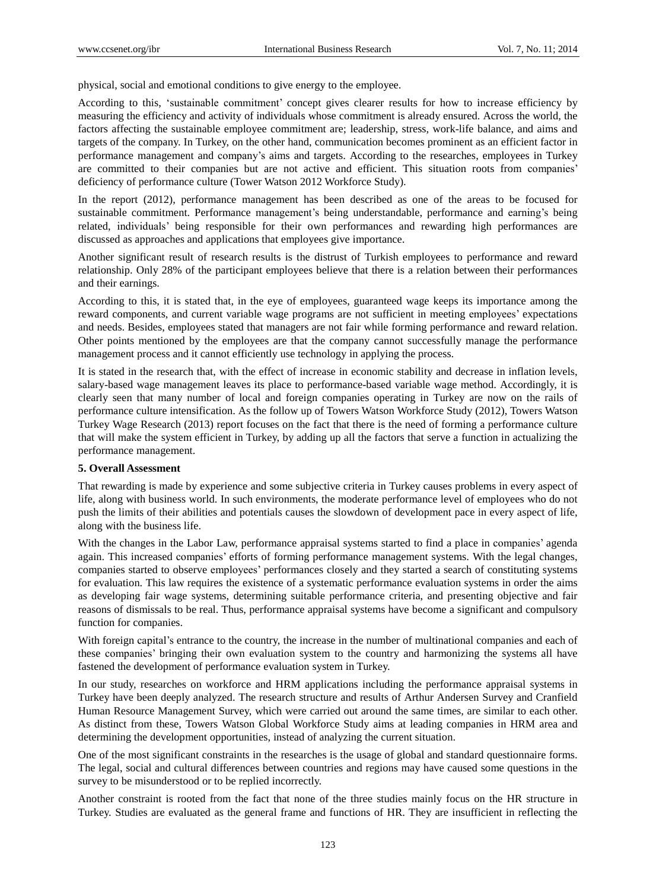physical, social and emotional conditions to give energy to the employee.

According to this, 'sustainable commitment' concept gives clearer results for how to increase efficiency by measuring the efficiency and activity of individuals whose commitment is already ensured. Across the world, the factors affecting the sustainable employee commitment are; leadership, stress, work-life balance, and aims and targets of the company. In Turkey, on the other hand, communication becomes prominent as an efficient factor in performance management and company's aims and targets. According to the researches, employees in Turkey are committed to their companies but are not active and efficient. This situation roots from companies' deficiency of performance culture (Tower Watson 2012 Workforce Study).

In the report (2012), performance management has been described as one of the areas to be focused for sustainable commitment. Performance management's being understandable, performance and earning's being related, individuals' being responsible for their own performances and rewarding high performances are discussed as approaches and applications that employees give importance.

Another significant result of research results is the distrust of Turkish employees to performance and reward relationship. Only 28% of the participant employees believe that there is a relation between their performances and their earnings.

According to this, it is stated that, in the eye of employees, guaranteed wage keeps its importance among the reward components, and current variable wage programs are not sufficient in meeting employees' expectations and needs. Besides, employees stated that managers are not fair while forming performance and reward relation. Other points mentioned by the employees are that the company cannot successfully manage the performance management process and it cannot efficiently use technology in applying the process.

It is stated in the research that, with the effect of increase in economic stability and decrease in inflation levels, salary-based wage management leaves its place to performance-based variable wage method. Accordingly, it is clearly seen that many number of local and foreign companies operating in Turkey are now on the rails of performance culture intensification. As the follow up of Towers Watson Workforce Study (2012), Towers Watson Turkey Wage Research (2013) report focuses on the fact that there is the need of forming a performance culture that will make the system efficient in Turkey, by adding up all the factors that serve a function in actualizing the performance management.

## 5. Overall Assessment

That rewarding is made by experience and some subjective criteria in Turkey causes problems in every aspect of life, along with business world. In such environments, the moderate performance level of employees who do not push the limits of their abilities and potentials causes the slowdown of development pace in every aspect of life, along with the business life.

With the changes in the Labor Law, performance appraisal systems started to find a place in companies' agenda again. This increased companies' efforts of forming performance management systems. With the legal changes, companies started to observe employees' performances closely and they started a search of constituting systems for evaluation. This law requires the existence of a systematic performance evaluation systems in order the aims as developing fair wage systems, determining suitable performance criteria, and presenting objective and fair reasons of dismissals to be real. Thus, performance appraisal systems have become a significant and compulsory function for companies.

With foreign capital's entrance to the country, the increase in the number of multinational companies and each of these companies' bringing their own evaluation system to the country and harmonizing the systems all have fastened the development of performance evaluation system in Turkey.

In our study, researches on workforce and HRM applications including the performance appraisal systems in Turkey have been deeply analyzed. The research structure and results of Arthur Andersen Survey and Cranfield Human Resource Management Survey, which were carried out around the same times, are similar to each other. As distinct from these, Towers Watson Global Workforce Study aims at leading companies in HRM area and determining the development opportunities, instead of analyzing the current situation.

One of the most significant constraints in the researches is the usage of global and standard questionnaire forms. The legal, social and cultural differences between countries and regions may have caused some questions in the survey to be misunderstood or to be replied incorrectly.

Another constraint is rooted from the fact that none of the three studies mainly focus on the HR structure in Turkey. Studies are evaluated as the general frame and functions of HR. They are insufficient in reflecting the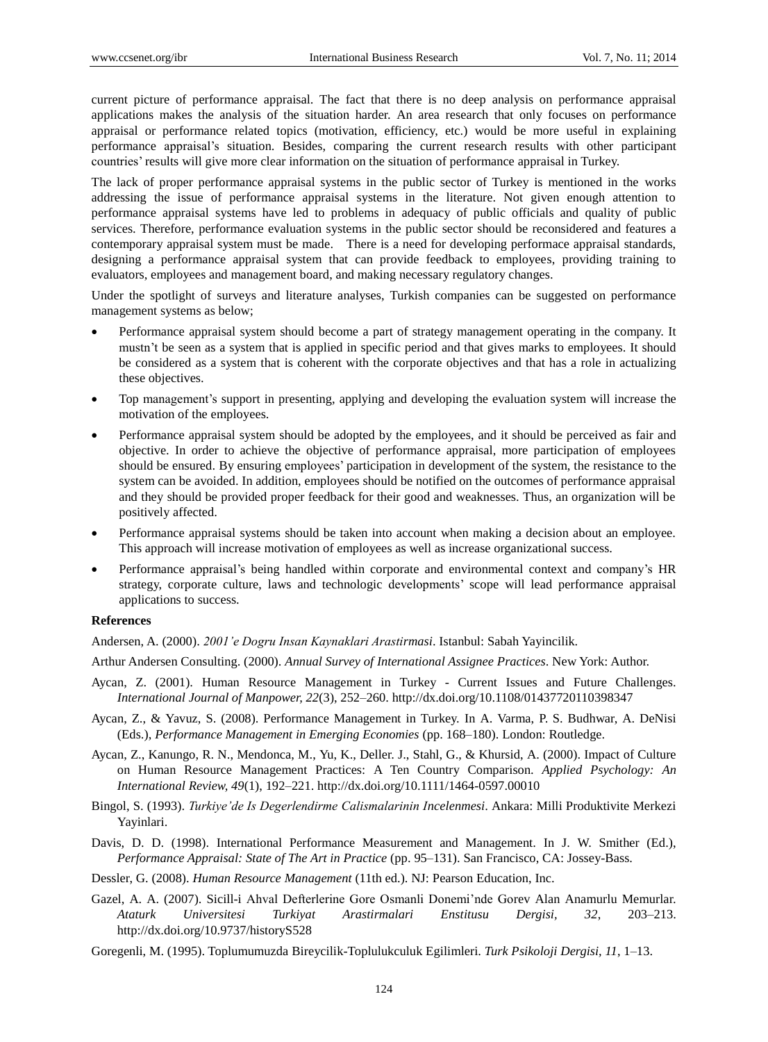current picture of performance appraisal. The fact that there is no deep analysis on performance appraisal applications makes the analysis of the situation harder. An area research that only focuses on performance appraisal or performance related topics (motivation, efficiency, etc.) would be more useful in explaining performance appraisal's situation. Besides, comparing the current research results with other participant countries' results will give more clear information on the situation of performance appraisal in Turkey.

The lack of proper performance appraisal systems in the public sector of Turkey is mentioned in the works addressing the issue of performance appraisal systems in the literature. Not given enough attention to performance appraisal systems have led to problems in adequacy of public officials and quality of public services. Therefore, performance evaluation systems in the public sector should be reconsidered and features a contemporary appraisal system must be made. There is a need for developing performace appraisal standards, designing a performance appraisal system that can provide feedback to employees, providing training to evaluators, employees and management board, and making necessary regulatory changes.

Under the spotlight of surveys and literature analyses, Turkish companies can be suggested on performance management systems as below;

- Performance appraisal system should become a part of strategy management operating in the company. It mustn't be seen as a system that is applied in specific period and that gives marks to employees. It should be considered as a system that is coherent with the corporate objectives and that has a role in actualizing these objectives.
- Top management's support in presenting, applying and developing the evaluation system will increase the motivation of the employees.
- Performance appraisal system should be adopted by the employees, and it should be perceived as fair and objective. In order to achieve the objective of performance appraisal, more participation of employees should be ensured. By ensuring employees' participation in development of the system, the resistance to the system can be avoided. In addition, employees should be notified on the outcomes of performance appraisal and they should be provided proper feedback for their good and weaknesses. Thus, an organization will be positively affected.
- Performance appraisal systems should be taken into account when making a decision about an employee. This approach will increase motivation of employees as well as increase organizational success.
- Performance appraisal's being handled within corporate and environmental context and company's HR strategy, corporate culture, laws and technologic developments' scope will lead performance appraisal applications to success.

**References**

Andersen, A. (2000). *2001'e Dogru Insan Kaynaklari Arastirmasi*. Istanbul: Sabah Yayincilik.

Arthur Andersen Consulting. (2000). *Annual Survey of International Assignee Practices*. New York: Author.

Aycan, Z. (2001). Human Resource Management in Turkey - Current Issues and Future Challenges. *International Journal of Manpower, 22*(3), 252–260. http://dx.doi.org/10.1108/01437720110398347

Aycan, Z., & Yavuz, S. (2008). Performance Management in Turkey. In A. Varma, P. S. Budhwar, A. DeNisi (Eds.), *Performance Management in Emerging Economies* (pp. 168–180). London: Routledge.

Aycan, Z., Kanungo, R. N., Mendonca, M., Yu, K., Deller. J., Stahl, G., & Khursid, A. (2000). Impact of Culture on Human Resource Management Practices: A Ten Country Comparison. *Applied Psychology: An International Review, 49*(1), 192–221. http://dx.doi.org/10.1111/1464-0597.00010

Bingol, S. (1993). *Turkiye'de Is Degerlendirme Calismalarinin Incelenmesi*. Ankara: Milli Produktivite Merkezi Yayinlari.

Davis, D. D. (1998). International Performance Measurement and Management. In J. W. Smither (Ed.), *Performance Appraisal: State of The Art in Practice* (pp. 95–131). San Francisco, CA: Jossey-Bass.

Dessler, G. (2008). *Human Resource Management* (11th ed.). NJ: Pearson Education, Inc.

Gazel, A. A. (2007). Sicill-i Ahval Defterlerine Gore Osmanli Donemi'nde Gorev Alan Anamurlu Memurlar. *Ataturk Universitesi Turkiyat Arastirmalari Enstitusu Dergisi, 32*, 203–213. http://dx.doi.org/10.9737/historyS528

Goregenli, M. (1995). Toplumumuzda Bireycilik-Toplulukculuk Egilimleri. *Turk Psikoloji Dergisi, 11*, 1–13.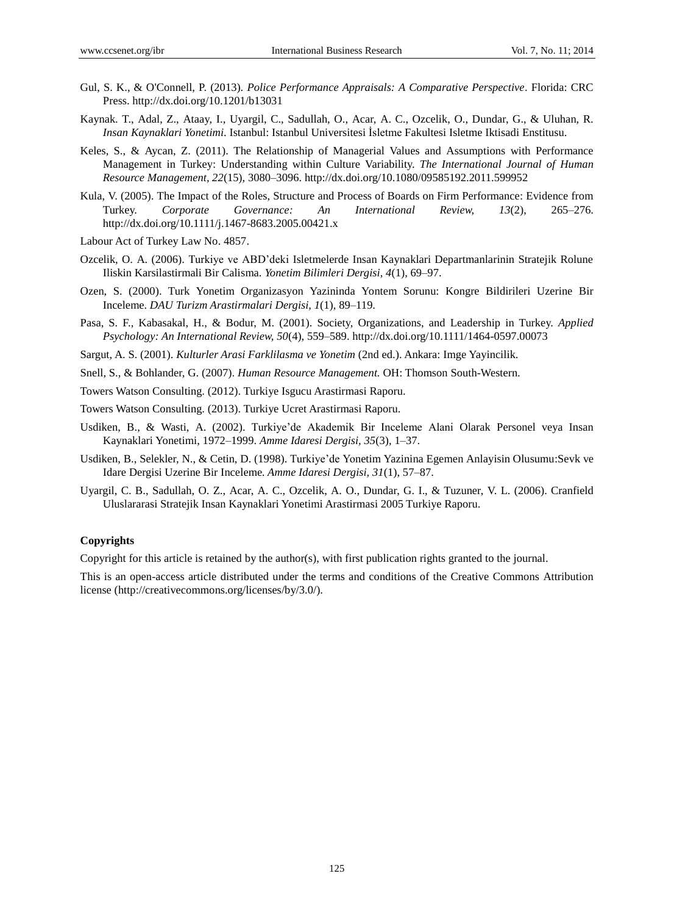Gul, S. K., & O'Connell, P. (2013). *Police Performance Appraisals: A Comparative Perspective*. Florida: CRC Press. http://dx.doi.org/10.1201/b13031

Kaynak. T., Adal, Z., Ataay, I., Uyargil, C., Sadullah, O., Acar, A. C., Ozcelik, O., Dundar, G., & Uluhan, R. *Insan Kaynaklari Yonetimi.* Istanbul: Istanbul Universitesi İsletme Fakultesi Isletme Iktisadi Enstitusu.

Keles, S., & Aycan, Z. (2011). The Relationship of Managerial Values and Assumptions with Performance Management in Turkey: Understanding within Culture Variability. *The International Journal of Human Resource Management, 22*(15), 3080–3096. http://dx.doi.org/10.1080/09585192.2011.599952

Kula, V. (2005). The Impact of the Roles, Structure and Process of Boards on Firm Performance: Evidence from Turkey. *Corporate Governance: An International Review, 13*(2), 265–276. http://dx.doi.org/10.1111/j.1467-8683.2005.00421.x

Labour Act of Turkey Law No. 4857.

Ozcelik, O. A. (2006). Turkiye ve ABD'deki Isletmelerde Insan Kaynaklari Departmanlarinin Stratejik Rolune Iliskin Karsilastirmali Bir Calisma. *Yonetim Bilimleri Dergisi, 4*(1), 69–97.

Ozen, S. (2000). Turk Yonetim Organizasyon Yazininda Yontem Sorunu: Kongre Bildirileri Uzerine Bir Inceleme. *DAU Turizm Arastirmalari Dergisi, 1*(1), 89–119.

Pasa, S. F., Kabasakal, H., & Bodur, M. (2001). Society, Organizations, and Leadership in Turkey. *Applied Psychology: An International Review, 50*(4), 559–589. http://dx.doi.org/10.1111/1464-0597.00073

Sargut, A. S. (2001). *Kulturler Arasi Farklilasma ve Yonetim* (2nd ed.). Ankara: Imge Yayincilik.

Snell, S., & Bohlander, G. (2007). *Human Resource Management.* OH: Thomson South-Western.

Towers Watson Consulting. (2012). Turkiye Isgucu Arastirmasi Raporu.

Towers Watson Consulting. (2013). Turkiye Ucret Arastirmasi Raporu.

Usdiken, B., & Wasti, A. (2002). Turkiye'de Akademik Bir Inceleme Alani Olarak Personel veya Insan Kaynaklari Yonetimi, 1972–1999. *Amme Idaresi Dergisi, 35*(3), 1–37.

Usdiken, B., Selekler, N., & Cetin, D. (1998). Turkiye'de Yonetim Yazinina Egemen Anlayisin Olusumu:Sevk ve Idare Dergisi Uzerine Bir Inceleme. *Amme Idaresi Dergisi, 31*(1), 57–87.

Uyargil, C. B., Sadullah, O. Z., Acar, A. C., Ozcelik, A. O., Dundar, G. I., & Tuzuner, V. L. (2006). Cranfield Uluslararasi Stratejik Insan Kaynaklari Yonetimi Arastirmasi 2005 Turkiye Raporu.

**Copyrights**

Copyright for this article is retained by the author(s), with first publication rights granted to the journal.

This is an open-access article distributed under the terms and conditions of the Creative Commons Attribution license (http://creativecommons.org/licenses/by/3.0/).